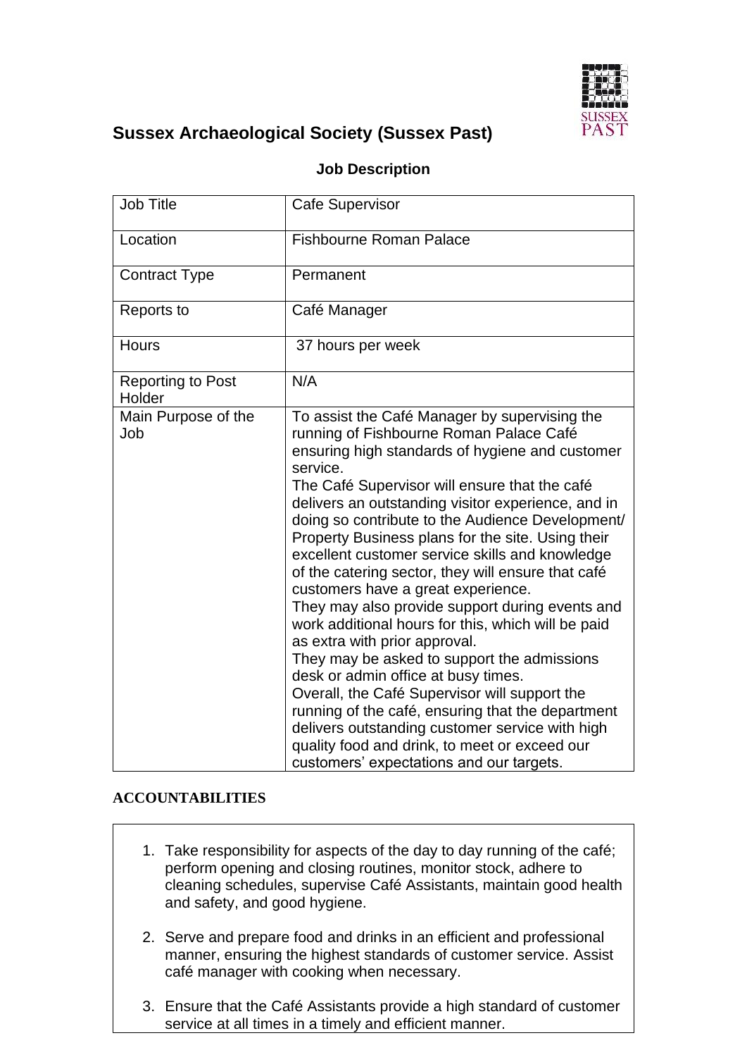# Sussex Archaeological Society (Sussex Past)

**Job Description**

| Job Title | Cafe Supervisor |
|---|---|
| Location | Fishbourne Roman Palace |
| Contract Type | Permanent |
| Reports to | Café Manager |
| Hours | 37 hours per week |
| Reporting to Post Holder | N/A |
| Main Purpose of the Job | To assist the Café Manager by supervising the running of Fishbourne Roman Palace Café ensuring high standards of hygiene and customer service.<br>The Café Supervisor will ensure that the café delivers an outstanding visitor experience, and in doing so contribute to the Audience Development/ Property Business plans for the site. Using their excellent customer service skills and knowledge of the catering sector, they will ensure that café customers have a great experience.<br>They may also provide support during events and work additional hours for this, which will be paid as extra with prior approval.<br>They may be asked to support the admissions desk or admin office at busy times.<br>Overall, the Café Supervisor will support the running of the café, ensuring that the department delivers outstanding customer service with high quality food and drink, to meet or exceed our customers' expectations and our targets. |

**ACCOUNTABILITIES**

1. Take responsibility for aspects of the day to day running of the café; perform opening and closing routines, monitor stock, adhere to cleaning schedules, supervise Café Assistants, maintain good health and safety, and good hygiene.

2. Serve and prepare food and drinks in an efficient and professional manner, ensuring the highest standards of customer service. Assist café manager with cooking when necessary.

3. Ensure that the Café Assistants provide a high standard of customer service at all times in a timely and efficient manner.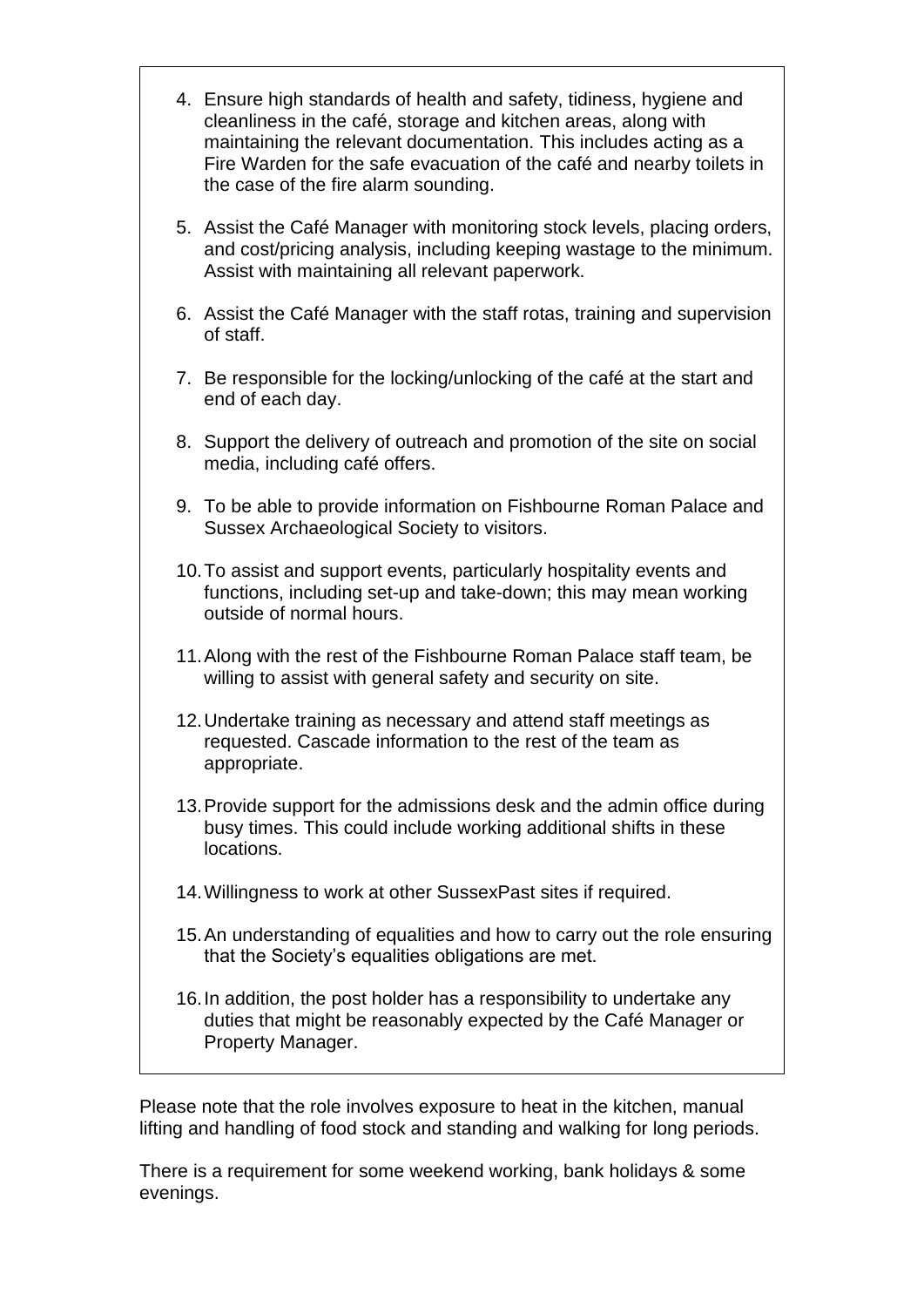4. Ensure high standards of health and safety, tidiness, hygiene and cleanliness in the café, storage and kitchen areas, along with maintaining the relevant documentation. This includes acting as a Fire Warden for the safe evacuation of the café and nearby toilets in the case of the fire alarm sounding.

5. Assist the Café Manager with monitoring stock levels, placing orders, and cost/pricing analysis, including keeping wastage to the minimum. Assist with maintaining all relevant paperwork.

6. Assist the Café Manager with the staff rotas, training and supervision of staff.

7. Be responsible for the locking/unlocking of the café at the start and end of each day.

8. Support the delivery of outreach and promotion of the site on social media, including café offers.

9. To be able to provide information on Fishbourne Roman Palace and Sussex Archaeological Society to visitors.

10. To assist and support events, particularly hospitality events and functions, including set-up and take-down; this may mean working outside of normal hours.

11. Along with the rest of the Fishbourne Roman Palace staff team, be willing to assist with general safety and security on site.

12. Undertake training as necessary and attend staff meetings as requested. Cascade information to the rest of the team as appropriate.

13. Provide support for the admissions desk and the admin office during busy times. This could include working additional shifts in these locations.

14. Willingness to work at other SussexPast sites if required.

15. An understanding of equalities and how to carry out the role ensuring that the Society's equalities obligations are met.

16. In addition, the post holder has a responsibility to undertake any duties that might be reasonably expected by the Café Manager or Property Manager.

Please note that the role involves exposure to heat in the kitchen, manual lifting and handling of food stock and standing and walking for long periods.

There is a requirement for some weekend working, bank holidays & some evenings.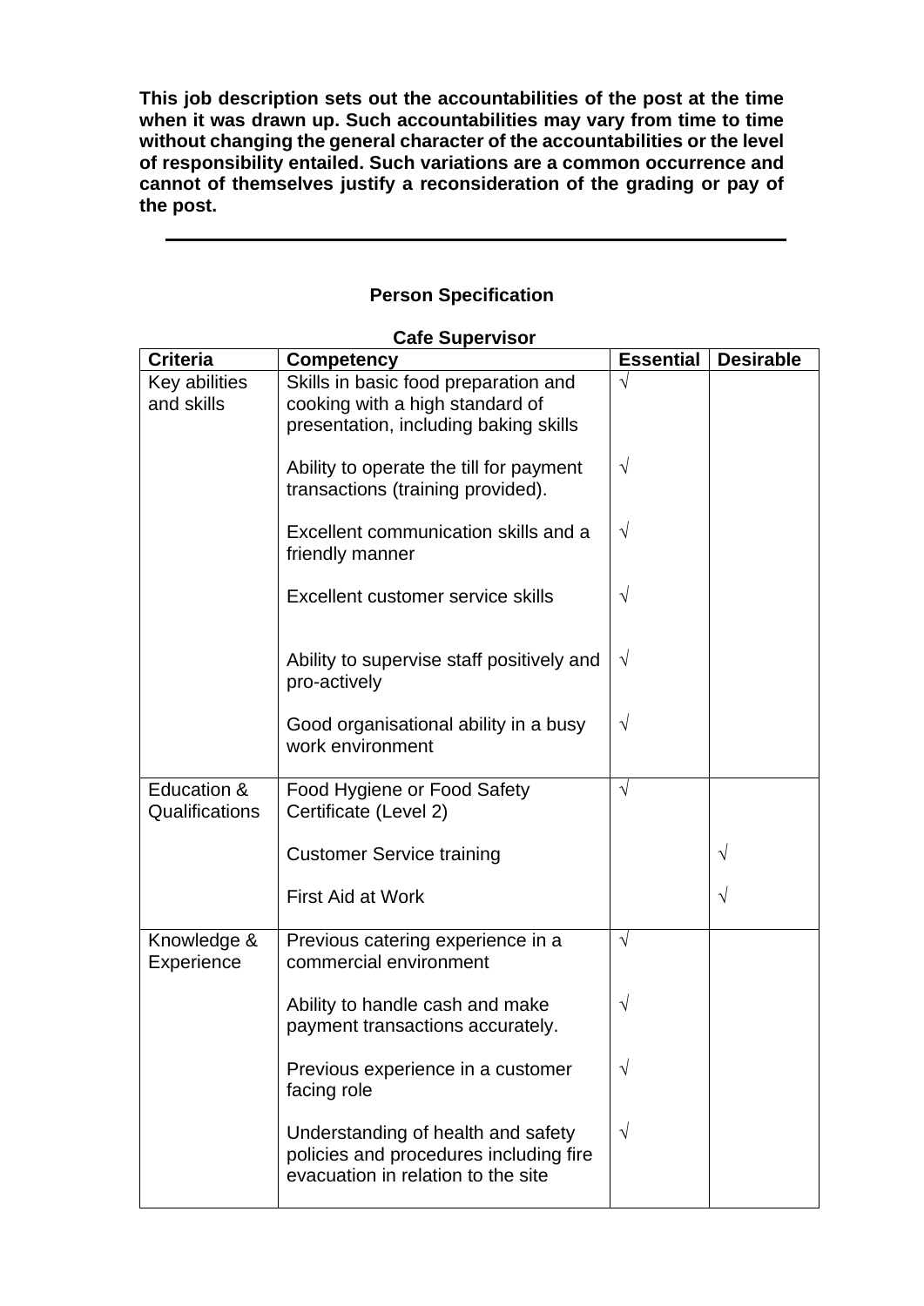**This job description sets out the accountabilities of the post at the time when it was drawn up. Such accountabilities may vary from time to time without changing the general character of the accountabilities or the level of responsibility entailed. Such variations are a common occurrence and cannot of themselves justify a reconsideration of the grading or pay of the post.**

---

## Person Specification

### Cafe Supervisor

| Criteria | Competency | Essential | Desirable |
|---|---|---|---|
| Key abilities and skills | Skills in basic food preparation and cooking with a high standard of presentation, including baking skills | √ | |
| | Ability to operate the till for payment transactions (training provided). | √ | |
| | Excellent communication skills and a friendly manner | √ | |
| | Excellent customer service skills | √ | |
| | Ability to supervise staff positively and pro-actively | √ | |
| | Good organisational ability in a busy work environment | √ | |
| Education & Qualifications | Food Hygiene or Food Safety Certificate (Level 2) | √ | |
| | Customer Service training | | √ |
| | First Aid at Work | | √ |
| Knowledge & Experience | Previous catering experience in a commercial environment | √ | |
| | Ability to handle cash and make payment transactions accurately. | √ | |
| | Previous experience in a customer facing role | √ | |
| | Understanding of health and safety policies and procedures including fire evacuation in relation to the site | √ | |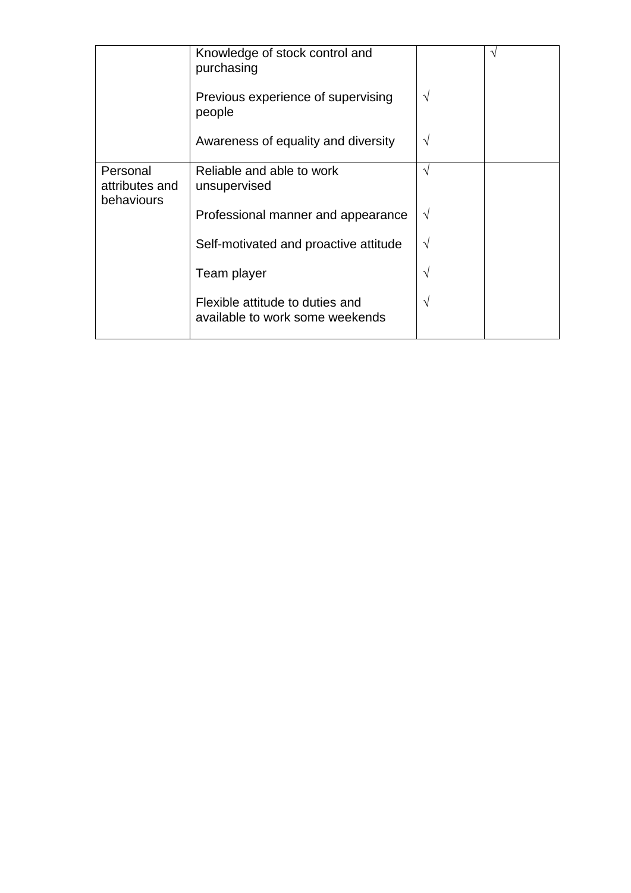| | | | |
|---|---|---|---|
| | Knowledge of stock control and purchasing | | √ |
| | Previous experience of supervising people | √ | |
| | Awareness of equality and diversity | √ | |
| Personal attributes and behaviours | Reliable and able to work unsupervised | √ | |
| | Professional manner and appearance | √ | |
| | Self-motivated and proactive attitude | √ | |
| | Team player | √ | |
| | Flexible attitude to duties and available to work some weekends | √ | |